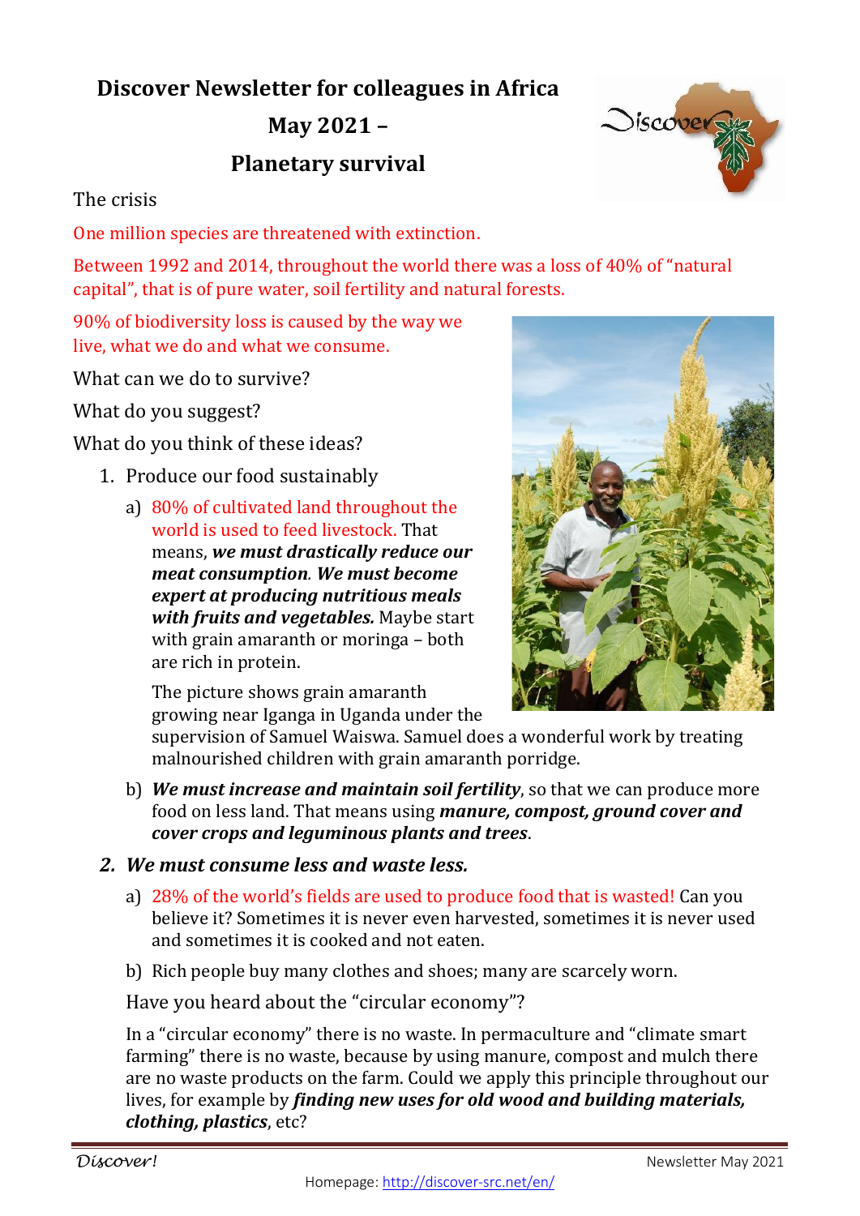# Discover Newsletter for colleagues in Africa

# May 2021 –

# Planetary survival

The crisis

One million species are threatened with extinction.

Between 1992 and 2014, throughout the world there was a loss of 40% of "natural capital", that is of pure water, soil fertility and natural forests.

90% of biodiversity loss is caused by the way we live, what we do and what we consume.

What can we do to survive?

What do you suggest?

What do you think of these ideas?

1. Produce our food sustainably

   a) 80% of cultivated land throughout the world is used to feed livestock. That means, ***we must drastically reduce our meat consumption***. ***We must become expert at producing nutritious meals with fruits and vegetables.*** Maybe start with grain amaranth or moringa – both are rich in protein.

   The picture shows grain amaranth growing near Iganga in Uganda under the supervision of Samuel Waiswa. Samuel does a wonderful work by treating malnourished children with grain amaranth porridge.

   b) ***We must increase and maintain soil fertility***, so that we can produce more food on less land. That means using ***manure, compost, ground cover and cover crops and leguminous plants and trees***.

2. ***We must consume less and waste less.***

   a) 28% of the world's fields are used to produce food that is wasted! Can you believe it? Sometimes it is never even harvested, sometimes it is never used and sometimes it is cooked and not eaten.

   b) Rich people buy many clothes and shoes; many are scarcely worn.

   Have you heard about the "circular economy"?

   In a "circular economy" there is no waste. In permaculture and "climate smart farming" there is no waste, because by using manure, compost and mulch there are no waste products on the farm. Could we apply this principle throughout our lives, for example by ***finding new uses for old wood and building materials, clothing, plastics***, etc?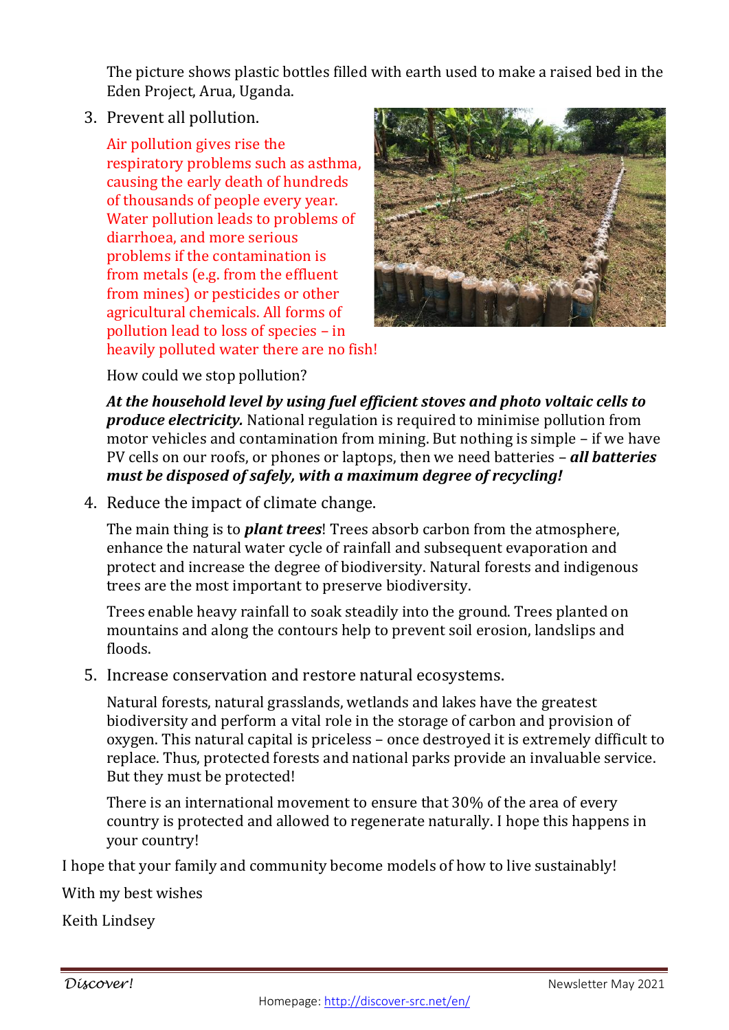The picture shows plastic bottles filled with earth used to make a raised bed in the Eden Project, Arua, Uganda.

3. Prevent all pollution.

   Air pollution gives rise the respiratory problems such as asthma, causing the early death of hundreds of thousands of people every year. Water pollution leads to problems of diarrhoea, and more serious problems if the contamination is from metals (e.g. from the effluent from mines) or pesticides or other agricultural chemicals. All forms of pollution lead to loss of species – in heavily polluted water there are no fish!

   How could we stop pollution?

   ***At the household level by using fuel efficient stoves and photo voltaic cells to produce electricity.*** National regulation is required to minimise pollution from motor vehicles and contamination from mining. But nothing is simple – if we have PV cells on our roofs, or phones or laptops, then we need batteries – ***all batteries must be disposed of safely, with a maximum degree of recycling!***

4. Reduce the impact of climate change.

   The main thing is to ***plant trees***! Trees absorb carbon from the atmosphere, enhance the natural water cycle of rainfall and subsequent evaporation and protect and increase the degree of biodiversity. Natural forests and indigenous trees are the most important to preserve biodiversity.

   Trees enable heavy rainfall to soak steadily into the ground. Trees planted on mountains and along the contours help to prevent soil erosion, landslips and floods.

5. Increase conservation and restore natural ecosystems.

   Natural forests, natural grasslands, wetlands and lakes have the greatest biodiversity and perform a vital role in the storage of carbon and provision of oxygen. This natural capital is priceless – once destroyed it is extremely difficult to replace. Thus, protected forests and national parks provide an invaluable service. But they must be protected!

   There is an international movement to ensure that 30% of the area of every country is protected and allowed to regenerate naturally. I hope this happens in your country!

I hope that your family and community become models of how to live sustainably!

With my best wishes

Keith Lindsey

Homepage: http://discover-src.net/en/